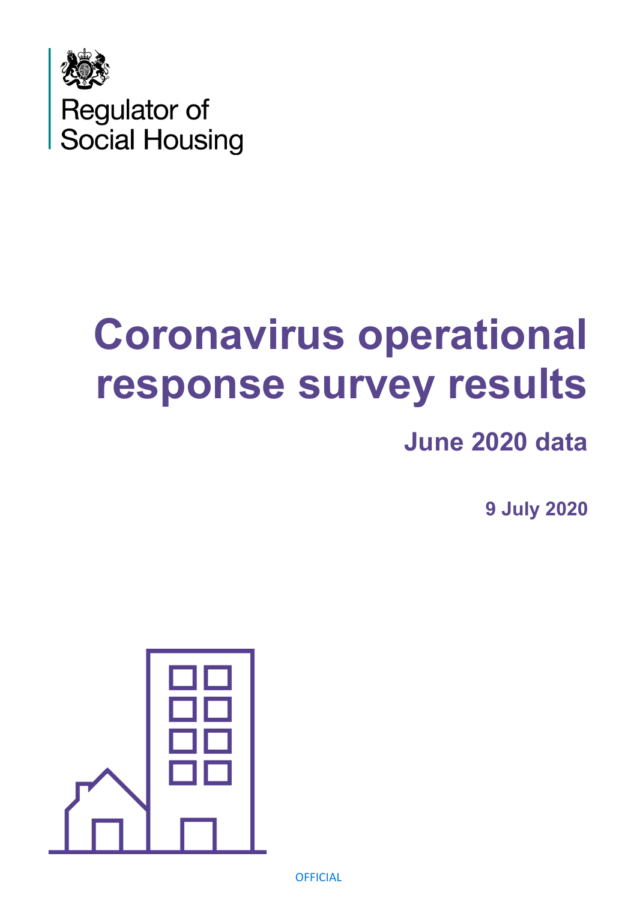Regulator of
Social Housing

# Coronavirus operational response survey results

## June 2020 data

**9 July 2020**

OFFICIAL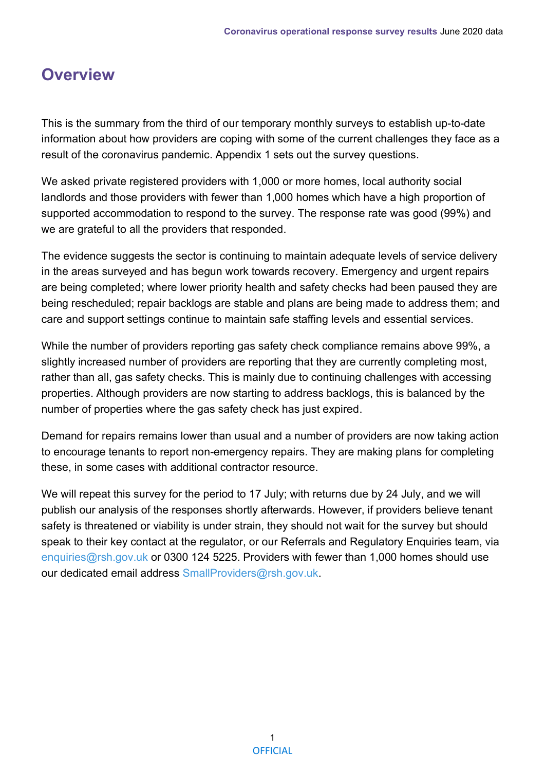# Overview

This is the summary from the third of our temporary monthly surveys to establish up-to-date information about how providers are coping with some of the current challenges they face as a result of the coronavirus pandemic. Appendix 1 sets out the survey questions.

We asked private registered providers with 1,000 or more homes, local authority social landlords and those providers with fewer than 1,000 homes which have a high proportion of supported accommodation to respond to the survey. The response rate was good (99%) and we are grateful to all the providers that responded.

The evidence suggests the sector is continuing to maintain adequate levels of service delivery in the areas surveyed and has begun work towards recovery. Emergency and urgent repairs are being completed; where lower priority health and safety checks had been paused they are being rescheduled; repair backlogs are stable and plans are being made to address them; and care and support settings continue to maintain safe staffing levels and essential services.

While the number of providers reporting gas safety check compliance remains above 99%, a slightly increased number of providers are reporting that they are currently completing most, rather than all, gas safety checks. This is mainly due to continuing challenges with accessing properties. Although providers are now starting to address backlogs, this is balanced by the number of properties where the gas safety check has just expired.

Demand for repairs remains lower than usual and a number of providers are now taking action to encourage tenants to report non-emergency repairs. They are making plans for completing these, in some cases with additional contractor resource.

We will repeat this survey for the period to 17 July; with returns due by 24 July, and we will publish our analysis of the responses shortly afterwards. However, if providers believe tenant safety is threatened or viability is under strain, they should not wait for the survey but should speak to their key contact at the regulator, or our Referrals and Regulatory Enquiries team, via enquiries@rsh.gov.uk or 0300 124 5225. Providers with fewer than 1,000 homes should use our dedicated email address SmallProviders@rsh.gov.uk.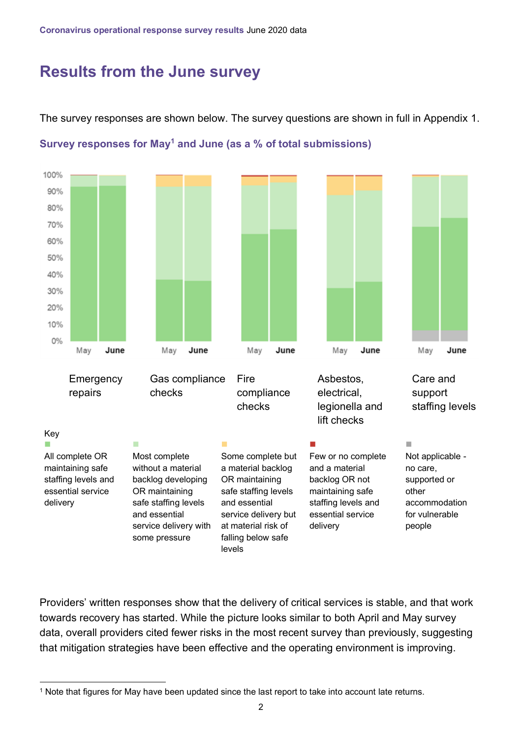# Results from the June survey

The survey responses are shown below. The survey questions are shown in full in Appendix 1.

**Survey responses for May[1] and June (as a % of total submissions)**

100%
90%
80%
70%
60%
50%
40%
30%
20%
10%
0%

May **June** May **June** May **June** May **June** May **June**

Emergency repairs

Gas compliance checks

Fire compliance checks

Asbestos, electrical, legionella and lift checks

Care and support staffing levels

Key

| | | | | |
|---|---|---|---|---|
| All complete OR maintaining safe staffing levels and essential service delivery | Most complete without a material backlog developing OR maintaining safe staffing levels and essential service delivery with some pressure | Some complete but a material backlog OR maintaining safe staffing levels and essential service delivery but at material risk of falling below safe levels | Few or no complete and a material backlog OR not maintaining safe staffing levels and essential service delivery | Not applicable - no care, supported or other accommodation for vulnerable people |

Providers' written responses show that the delivery of critical services is stable, and that work towards recovery has started. While the picture looks similar to both April and May survey data, overall providers cited fewer risks in the most recent survey than previously, suggesting that mitigation strategies have been effective and the operating environment is improving.

[1] Note that figures for May have been updated since the last report to take into account late returns.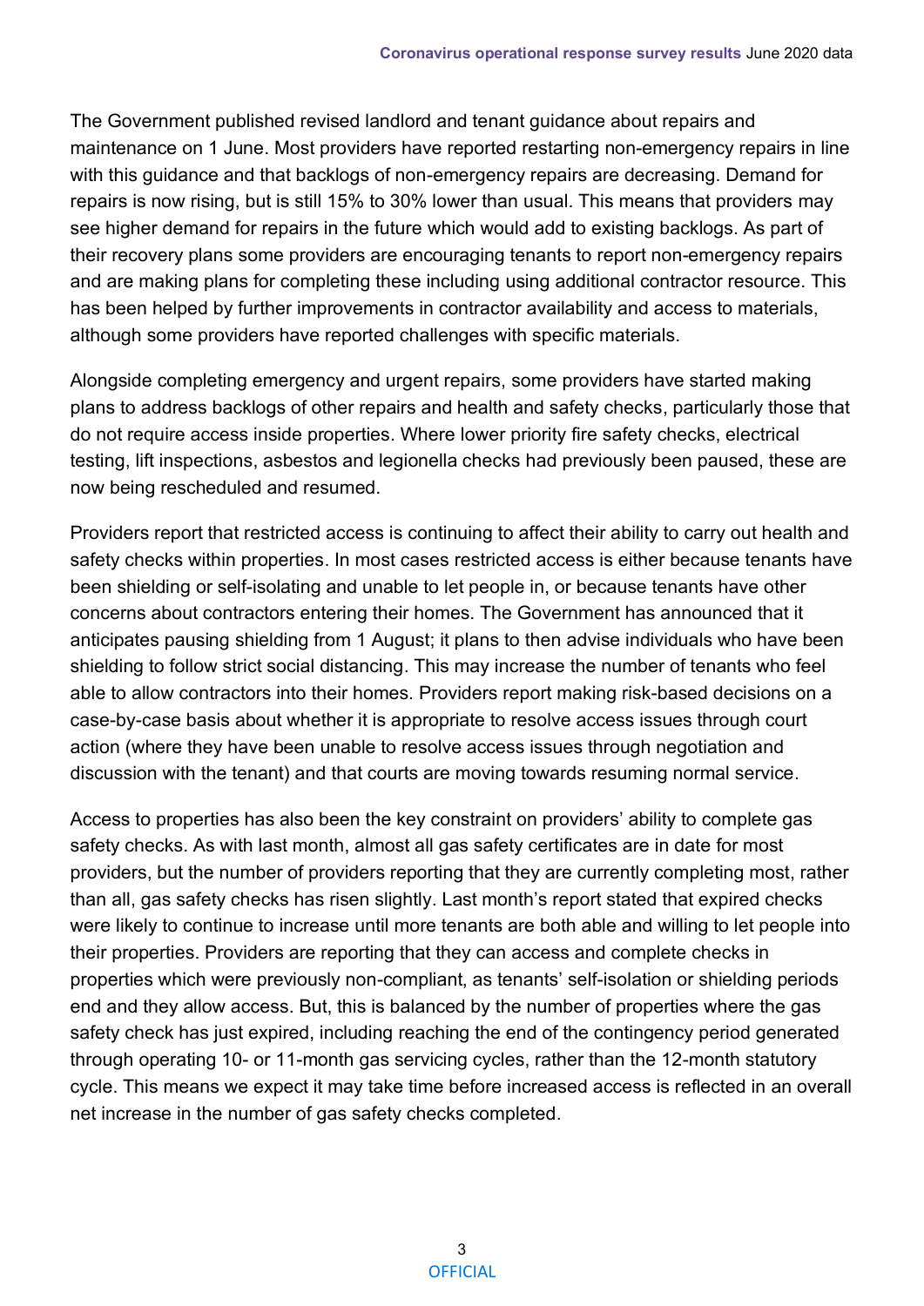The Government published revised landlord and tenant guidance about repairs and maintenance on 1 June. Most providers have reported restarting non-emergency repairs in line with this guidance and that backlogs of non-emergency repairs are decreasing. Demand for repairs is now rising, but is still 15% to 30% lower than usual. This means that providers may see higher demand for repairs in the future which would add to existing backlogs. As part of their recovery plans some providers are encouraging tenants to report non-emergency repairs and are making plans for completing these including using additional contractor resource. This has been helped by further improvements in contractor availability and access to materials, although some providers have reported challenges with specific materials.

Alongside completing emergency and urgent repairs, some providers have started making plans to address backlogs of other repairs and health and safety checks, particularly those that do not require access inside properties. Where lower priority fire safety checks, electrical testing, lift inspections, asbestos and legionella checks had previously been paused, these are now being rescheduled and resumed.

Providers report that restricted access is continuing to affect their ability to carry out health and safety checks within properties. In most cases restricted access is either because tenants have been shielding or self-isolating and unable to let people in, or because tenants have other concerns about contractors entering their homes. The Government has announced that it anticipates pausing shielding from 1 August; it plans to then advise individuals who have been shielding to follow strict social distancing. This may increase the number of tenants who feel able to allow contractors into their homes. Providers report making risk-based decisions on a case-by-case basis about whether it is appropriate to resolve access issues through court action (where they have been unable to resolve access issues through negotiation and discussion with the tenant) and that courts are moving towards resuming normal service.

Access to properties has also been the key constraint on providers' ability to complete gas safety checks. As with last month, almost all gas safety certificates are in date for most providers, but the number of providers reporting that they are currently completing most, rather than all, gas safety checks has risen slightly. Last month's report stated that expired checks were likely to continue to increase until more tenants are both able and willing to let people into their properties. Providers are reporting that they can access and complete checks in properties which were previously non-compliant, as tenants' self-isolation or shielding periods end and they allow access. But, this is balanced by the number of properties where the gas safety check has just expired, including reaching the end of the contingency period generated through operating 10- or 11-month gas servicing cycles, rather than the 12-month statutory cycle. This means we expect it may take time before increased access is reflected in an overall net increase in the number of gas safety checks completed.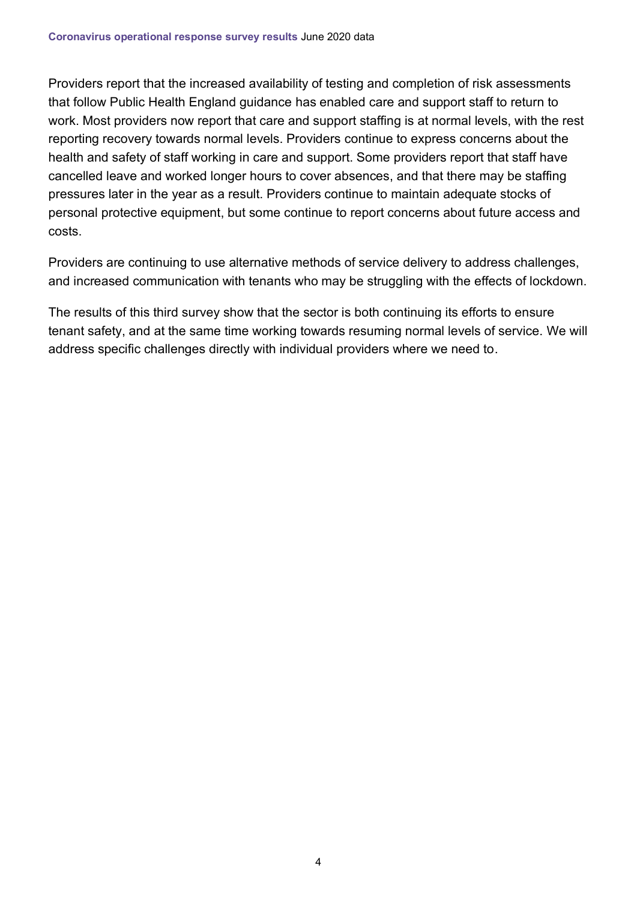Providers report that the increased availability of testing and completion of risk assessments that follow Public Health England guidance has enabled care and support staff to return to work. Most providers now report that care and support staffing is at normal levels, with the rest reporting recovery towards normal levels. Providers continue to express concerns about the health and safety of staff working in care and support. Some providers report that staff have cancelled leave and worked longer hours to cover absences, and that there may be staffing pressures later in the year as a result. Providers continue to maintain adequate stocks of personal protective equipment, but some continue to report concerns about future access and costs.

Providers are continuing to use alternative methods of service delivery to address challenges, and increased communication with tenants who may be struggling with the effects of lockdown.

The results of this third survey show that the sector is both continuing its efforts to ensure tenant safety, and at the same time working towards resuming normal levels of service. We will address specific challenges directly with individual providers where we need to.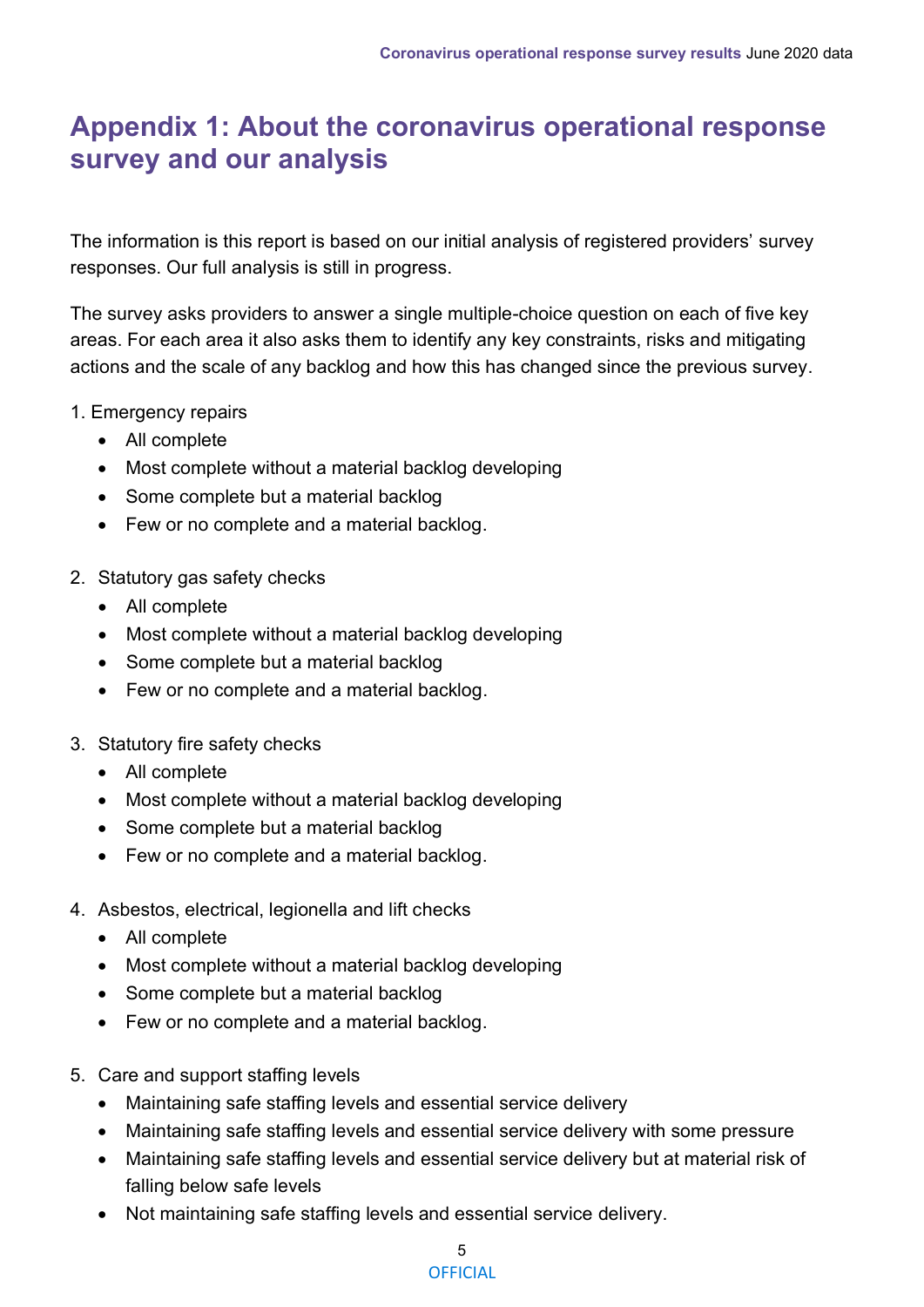# Appendix 1: About the coronavirus operational response survey and our analysis

The information is this report is based on our initial analysis of registered providers' survey responses. Our full analysis is still in progress.

The survey asks providers to answer a single multiple-choice question on each of five key areas. For each area it also asks them to identify any key constraints, risks and mitigating actions and the scale of any backlog and how this has changed since the previous survey.

1. Emergency repairs
   - All complete
   - Most complete without a material backlog developing
   - Some complete but a material backlog
   - Few or no complete and a material backlog.

2. Statutory gas safety checks
   - All complete
   - Most complete without a material backlog developing
   - Some complete but a material backlog
   - Few or no complete and a material backlog.

3. Statutory fire safety checks
   - All complete
   - Most complete without a material backlog developing
   - Some complete but a material backlog
   - Few or no complete and a material backlog.

4. Asbestos, electrical, legionella and lift checks
   - All complete
   - Most complete without a material backlog developing
   - Some complete but a material backlog
   - Few or no complete and a material backlog.

5. Care and support staffing levels
   - Maintaining safe staffing levels and essential service delivery
   - Maintaining safe staffing levels and essential service delivery with some pressure
   - Maintaining safe staffing levels and essential service delivery but at material risk of falling below safe levels
   - Not maintaining safe staffing levels and essential service delivery.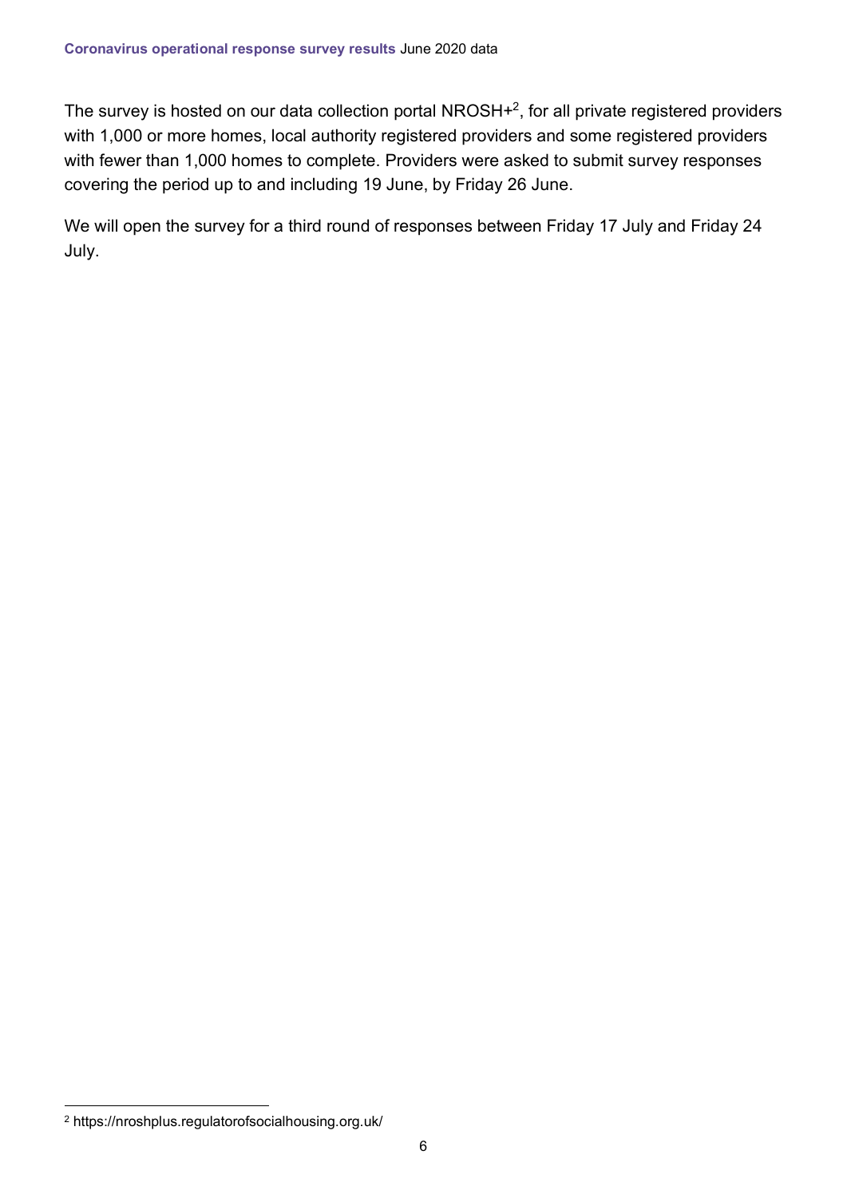The survey is hosted on our data collection portal NROSH+[2], for all private registered providers with 1,000 or more homes, local authority registered providers and some registered providers with fewer than 1,000 homes to complete. Providers were asked to submit survey responses covering the period up to and including 19 June, by Friday 26 June.

We will open the survey for a third round of responses between Friday 17 July and Friday 24 July.

[2] https://nroshplus.regulatorofsocialhousing.org.uk/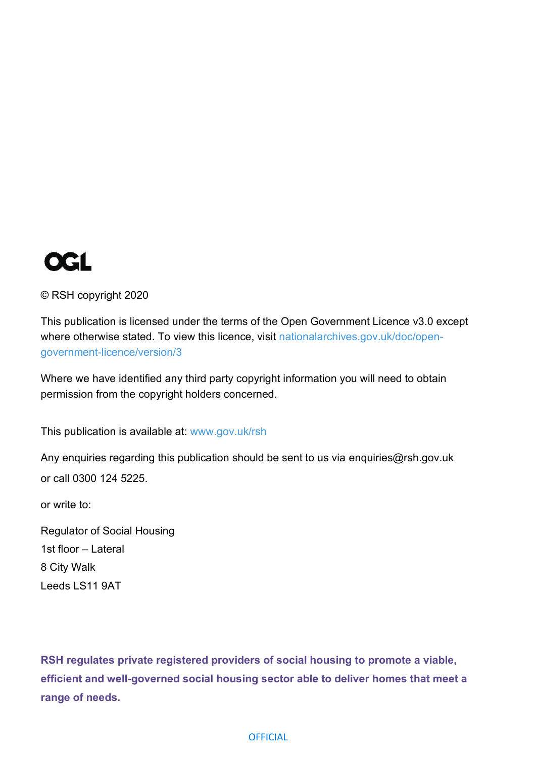OGL

© RSH copyright 2020

This publication is licensed under the terms of the Open Government Licence v3.0 except where otherwise stated. To view this licence, visit nationalarchives.gov.uk/doc/open-government-licence/version/3

Where we have identified any third party copyright information you will need to obtain permission from the copyright holders concerned.

This publication is available at: www.gov.uk/rsh

Any enquiries regarding this publication should be sent to us via enquiries@rsh.gov.uk

or call 0300 124 5225.

or write to:

Regulator of Social Housing
1st floor – Lateral
8 City Walk
Leeds LS11 9AT

**RSH regulates private registered providers of social housing to promote a viable, efficient and well-governed social housing sector able to deliver homes that meet a range of needs.**

OFFICIAL